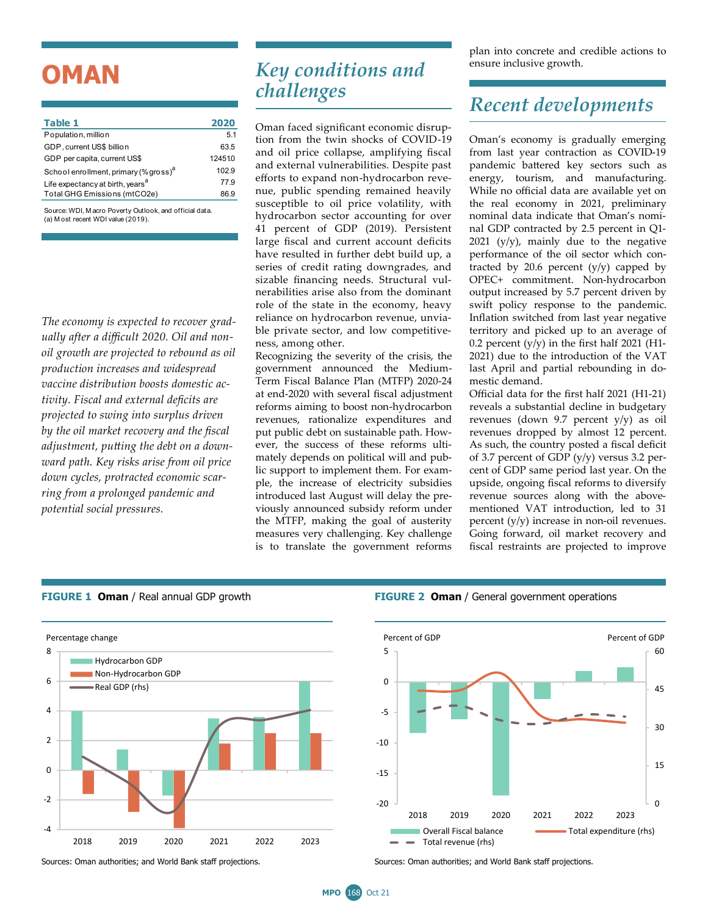# OMAN

| Table 1 | 2020 |
|---|---|
| Population, million | 5.1 |
| GDP, current US$ billion | 63.5 |
| GDP per capita, current US$ | 12451.0 |
| School enrollment, primary (% gross)[a] | 102.9 |
| Life expectancy at birth, years[a] | 77.9 |
| Total GHG Emissions (mtCO2e) | 86.9 |

Source: WDI, Macro Poverty Outlook, and official data.
(a) Most recent WDI value (2019).

*The economy is expected to recover gradually after a difficult 2020. Oil and non-oil growth are projected to rebound as oil production increases and widespread vaccine distribution boosts domestic activity. Fiscal and external deficits are projected to swing into surplus driven by the oil market recovery and the fiscal adjustment, putting the debt on a downward path. Key risks arise from oil price down cycles, protracted economic scarring from a prolonged pandemic and potential social pressures.*

## Key conditions and challenges

Oman faced significant economic disruption from the twin shocks of COVID-19 and oil price collapse, amplifying fiscal and external vulnerabilities. Despite past efforts to expand non-hydrocarbon revenue, public spending remained heavily susceptible to oil price volatility, with hydrocarbon sector accounting for over 41 percent of GDP (2019). Persistent large fiscal and current account deficits have resulted in further debt build up, a series of credit rating downgrades, and sizable financing needs. Structural vulnerabilities arise also from the dominant role of the state in the economy, heavy reliance on hydrocarbon revenue, unviable private sector, and low competitiveness, among other.

Recognizing the severity of the crisis, the government announced the Medium-Term Fiscal Balance Plan (MTFP) 2020-24 at end-2020 with several fiscal adjustment reforms aiming to boost non-hydrocarbon revenues, rationalize expenditures and put public debt on sustainable path. However, the success of these reforms ultimately depends on political will and public support to implement them. For example, the increase of electricity subsidies introduced last August will delay the previously announced subsidy reform under the MTFP, making the goal of austerity measures very challenging. Key challenge is to translate the government reforms plan into concrete and credible actions to ensure inclusive growth.

## Recent developments

Oman's economy is gradually emerging from last year contraction as COVID-19 pandemic battered key sectors such as energy, tourism, and manufacturing. While no official data are available yet on the real economy in 2021, preliminary nominal data indicate that Oman's nominal GDP contracted by 2.5 percent in Q1-2021 (y/y), mainly due to the negative performance of the oil sector which contracted by 20.6 percent (y/y) capped by OPEC+ commitment. Non-hydrocarbon output increased by 5.7 percent driven by swift policy response to the pandemic. Inflation switched from last year negative territory and picked up to an average of 0.2 percent (y/y) in the first half 2021 (H1-2021) due to the introduction of the VAT last April and partial rebounding in domestic demand.

Official data for the first half 2021 (H1-21) reveals a substantial decline in budgetary revenues (down 9.7 percent y/y) as oil revenues dropped by almost 12 percent. As such, the country posted a fiscal deficit of 3.7 percent of GDP (y/y) versus 3.2 percent of GDP same period last year. On the upside, ongoing fiscal reforms to diversify revenue sources along with the above-mentioned VAT introduction, led to 31 percent (y/y) increase in non-oil revenues. Going forward, oil market recovery and fiscal restraints are projected to improve

**FIGURE 1 Oman** / Real annual GDP growth

Sources: Oman authorities; and World Bank staff projections.

**FIGURE 2 Oman** / General government operations

Sources: Oman authorities; and World Bank staff projections.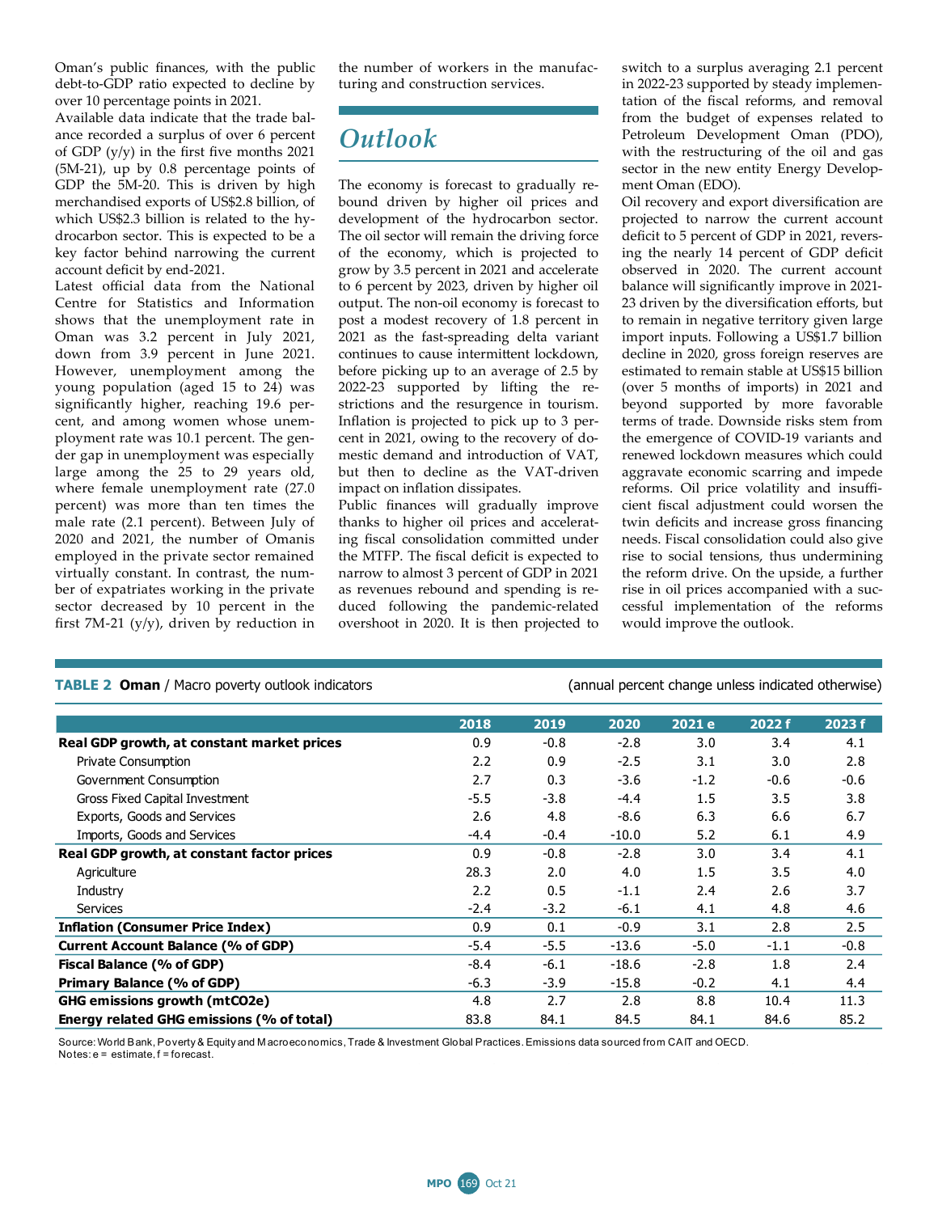Oman's public finances, with the public debt-to-GDP ratio expected to decline by over 10 percentage points in 2021.

Available data indicate that the trade balance recorded a surplus of over 6 percent of GDP (y/y) in the first five months 2021 (5M-21), up by 0.8 percentage points of GDP the 5M-20. This is driven by high merchandised exports of US$2.8 billion, of which US$2.3 billion is related to the hydrocarbon sector. This is expected to be a key factor behind narrowing the current account deficit by end-2021.

Latest official data from the National Centre for Statistics and Information shows that the unemployment rate in Oman was 3.2 percent in July 2021, down from 3.9 percent in June 2021. However, unemployment among the young population (aged 15 to 24) was significantly higher, reaching 19.6 percent, and among women whose unemployment rate was 10.1 percent. The gender gap in unemployment was especially large among the 25 to 29 years old, where female unemployment rate (27.0 percent) was more than ten times the male rate (2.1 percent). Between July of 2020 and 2021, the number of Omanis employed in the private sector remained virtually constant. In contrast, the number of expatriates working in the private sector decreased by 10 percent in the first 7M-21 (y/y), driven by reduction in the number of workers in the manufacturing and construction services.

## *Outlook*

The economy is forecast to gradually rebound driven by higher oil prices and development of the hydrocarbon sector. The oil sector will remain the driving force of the economy, which is projected to grow by 3.5 percent in 2021 and accelerate to 6 percent by 2023, driven by higher oil output. The non-oil economy is forecast to post a modest recovery of 1.8 percent in 2021 as the fast-spreading delta variant continues to cause intermittent lockdown, before picking up to an average of 2.5 by 2022-23 supported by lifting the restrictions and the resurgence in tourism. Inflation is projected to pick up to 3 percent in 2021, owing to the recovery of domestic demand and introduction of VAT, but then to decline as the VAT-driven impact on inflation dissipates.

Public finances will gradually improve thanks to higher oil prices and accelerating fiscal consolidation committed under the MTFP. The fiscal deficit is expected to narrow to almost 3 percent of GDP in 2021 as revenues rebound and spending is reduced following the pandemic-related overshoot in 2020. It is then projected to switch to a surplus averaging 2.1 percent in 2022-23 supported by steady implementation of the fiscal reforms, and removal from the budget of expenses related to Petroleum Development Oman (PDO), with the restructuring of the oil and gas sector in the new entity Energy Development Oman (EDO).

Oil recovery and export diversification are projected to narrow the current account deficit to 5 percent of GDP in 2021, reversing the nearly 14 percent of GDP deficit observed in 2020. The current account balance will significantly improve in 2021-23 driven by the diversification efforts, but to remain in negative territory given large import inputs. Following a US$1.7 billion decline in 2020, gross foreign reserves are estimated to remain stable at US$15 billion (over 5 months of imports) in 2021 and beyond supported by more favorable terms of trade. Downside risks stem from the emergence of COVID-19 variants and renewed lockdown measures which could aggravate economic scarring and impede reforms. Oil price volatility and insufficient fiscal adjustment could worsen the twin deficits and increase gross financing needs. Fiscal consolidation could also give rise to social tensions, thus undermining the reform drive. On the upside, a further rise in oil prices accompanied with a successful implementation of the reforms would improve the outlook.

**TABLE 2 Oman** / Macro poverty outlook indicators (annual percent change unless indicated otherwise)

| | 2018 | 2019 | 2020 | 2021 e | 2022 f | 2023 f |
|---|---|---|---|---|---|---|
| **Real GDP growth, at constant market prices** | 0.9 | -0.8 | -2.8 | 3.0 | 3.4 | 4.1 |
| Private Consumption | 2.2 | 0.9 | -2.5 | 3.1 | 3.0 | 2.8 |
| Government Consumption | 2.7 | 0.3 | -3.6 | -1.2 | -0.6 | -0.6 |
| Gross Fixed Capital Investment | -5.5 | -3.8 | -4.4 | 1.5 | 3.5 | 3.8 |
| Exports, Goods and Services | 2.6 | 4.8 | -8.6 | 6.3 | 6.6 | 6.7 |
| Imports, Goods and Services | -4.4 | -0.4 | -10.0 | 5.2 | 6.1 | 4.9 |
| **Real GDP growth, at constant factor prices** | 0.9 | -0.8 | -2.8 | 3.0 | 3.4 | 4.1 |
| Agriculture | 28.3 | 2.0 | 4.0 | 1.5 | 3.5 | 4.0 |
| Industry | 2.2 | 0.5 | -1.1 | 2.4 | 2.6 | 3.7 |
| Services | -2.4 | -3.2 | -6.1 | 4.1 | 4.8 | 4.6 |
| **Inflation (Consumer Price Index)** | 0.9 | 0.1 | -0.9 | 3.1 | 2.8 | 2.5 |
| **Current Account Balance (% of GDP)** | -5.4 | -5.5 | -13.6 | -5.0 | -1.1 | -0.8 |
| **Fiscal Balance (% of GDP)** | -8.4 | -6.1 | -18.6 | -2.8 | 1.8 | 2.4 |
| **Primary Balance (% of GDP)** | -6.3 | -3.9 | -15.8 | -0.2 | 4.1 | 4.4 |
| **GHG emissions growth (mtCO2e)** | 4.8 | 2.7 | 2.8 | 8.8 | 10.4 | 11.3 |
| **Energy related GHG emissions (% of total)** | 83.8 | 84.1 | 84.5 | 84.1 | 84.6 | 85.2 |

Source: World Bank, Poverty & Equity and Macroeconomics, Trade & Investment Global Practices. Emissions data sourced from CAIT and OECD.
Notes: e = estimate, f = forecast.